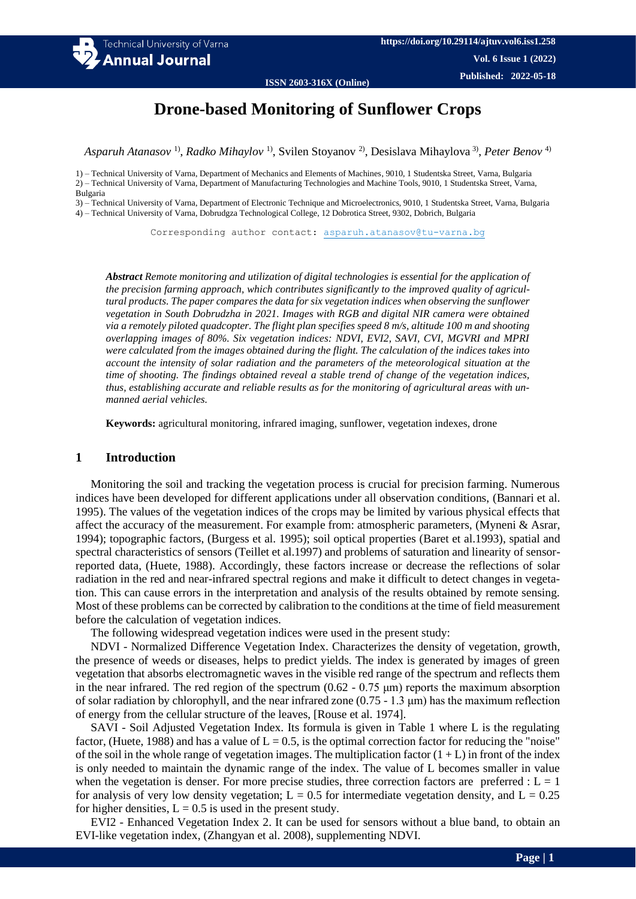# Drone-based Monitoring of Sunflower Crops

*Asparuh Atanasov* [1], *Radko Mihaylov* [1], Svilen Stoyanov [2], Desislava Mihaylova [3], *Peter Benov* [4]

1) – Technical University of Varna, Department of Mechanics and Elements of Machines, 9010, 1 Studentska Street, Varna, Bulgaria
2) – Technical University of Varna, Department of Manufacturing Technologies and Machine Tools, 9010, 1 Studentska Street, Varna, Bulgaria
3) – Technical University of Varna, Department of Electronic Technique and Microelectronics, 9010, 1 Studentska Street, Varna, Bulgaria
4) – Technical University of Varna, Dobrudgza Technological College, 12 Dobrotica Street, 9302, Dobrich, Bulgaria

Corresponding author contact: asparuh.atanasov@tu-varna.bg

***Abstract*** *Remote monitoring and utilization of digital technologies is essential for the application of the precision farming approach, which contributes significantly to the improved quality of agricultural products. The paper compares the data for six vegetation indices when observing the sunflower vegetation in South Dobrudzha in 2021. Images with RGB and digital NIR camera were obtained via a remotely piloted quadcopter. The flight plan specifies speed 8 m/s, altitude 100 m and shooting overlapping images of 80%. Six vegetation indices: NDVI, EVI2, SAVI, CVI, MGVRI and MPRI were calculated from the images obtained during the flight. The calculation of the indices takes into account the intensity of solar radiation and the parameters of the meteorological situation at the time of shooting. The findings obtained reveal a stable trend of change of the vegetation indices, thus, establishing accurate and reliable results as for the monitoring of agricultural areas with unmanned aerial vehicles.*

**Keywords:** agricultural monitoring, infrared imaging, sunflower, vegetation indexes, drone

## 1 Introduction

Monitoring the soil and tracking the vegetation process is crucial for precision farming. Numerous indices have been developed for different applications under all observation conditions, (Bannari et al. 1995). The values of the vegetation indices of the crops may be limited by various physical effects that affect the accuracy of the measurement. For example from: atmospheric parameters, (Myneni & Asrar, 1994); topographic factors, (Burgess et al. 1995); soil optical properties (Baret et al.1993), spatial and spectral characteristics of sensors (Teillet et al.1997) and problems of saturation and linearity of sensor-reported data, (Huete, 1988). Accordingly, these factors increase or decrease the reflections of solar radiation in the red and near-infrared spectral regions and make it difficult to detect changes in vegetation. This can cause errors in the interpretation and analysis of the results obtained by remote sensing. Most of these problems can be corrected by calibration to the conditions at the time of field measurement before the calculation of vegetation indices.

The following widespread vegetation indices were used in the present study:

NDVI - Normalized Difference Vegetation Index. Characterizes the density of vegetation, growth, the presence of weeds or diseases, helps to predict yields. The index is generated by images of green vegetation that absorbs electromagnetic waves in the visible red range of the spectrum and reflects them in the near infrared. The red region of the spectrum (0.62 - 0.75 μm) reports the maximum absorption of solar radiation by chlorophyll, and the near infrared zone (0.75 - 1.3 μm) has the maximum reflection of energy from the cellular structure of the leaves, [Rouse et al. 1974].

SAVI - Soil Adjusted Vegetation Index. Its formula is given in Table 1 where L is the regulating factor, (Huete, 1988) and has a value of $L = 0.5$, is the optimal correction factor for reducing the "noise" of the soil in the whole range of vegetation images. The multiplication factor $(1 + L)$ in front of the index is only needed to maintain the dynamic range of the index. The value of L becomes smaller in value when the vegetation is denser. For more precise studies, three correction factors are preferred : $L = 1$ for analysis of very low density vegetation; $L = 0.5$ for intermediate vegetation density, and $L = 0.25$ for higher densities, $L = 0.5$ is used in the present study.

EVI2 - Enhanced Vegetation Index 2. It can be used for sensors without a blue band, to obtain an EVI-like vegetation index, (Zhangyan et al. 2008), supplementing NDVI.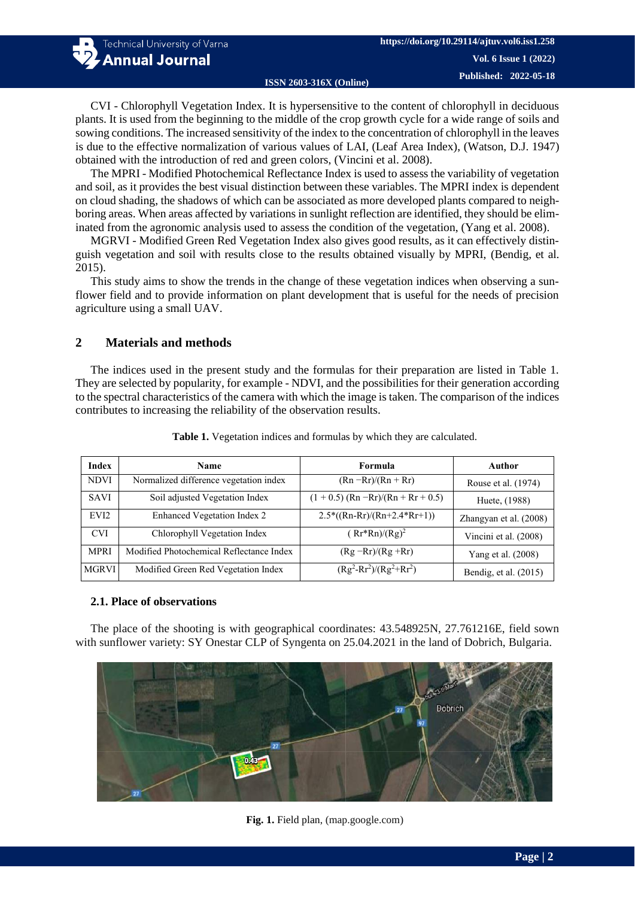CVI - Chlorophyll Vegetation Index. It is hypersensitive to the content of chlorophyll in deciduous plants. It is used from the beginning to the middle of the crop growth cycle for a wide range of soils and sowing conditions. The increased sensitivity of the index to the concentration of chlorophyll in the leaves is due to the effective normalization of various values of LAI, (Leaf Area Index), (Watson, D.J. 1947) obtained with the introduction of red and green colors, (Vincini et al. 2008).

The MPRI - Modified Photochemical Reflectance Index is used to assess the variability of vegetation and soil, as it provides the best visual distinction between these variables. The MPRI index is dependent on cloud shading, the shadows of which can be associated as more developed plants compared to neighboring areas. When areas affected by variations in sunlight reflection are identified, they should be eliminated from the agronomic analysis used to assess the condition of the vegetation, (Yang et al. 2008).

MGRVI - Modified Green Red Vegetation Index also gives good results, as it can effectively distinguish vegetation and soil with results close to the results obtained visually by MPRI, (Bendig, et al. 2015).

This study aims to show the trends in the change of these vegetation indices when observing a sunflower field and to provide information on plant development that is useful for the needs of precision agriculture using a small UAV.

## 2 Materials and methods

The indices used in the present study and the formulas for their preparation are listed in Table 1. They are selected by popularity, for example - NDVI, and the possibilities for their generation according to the spectral characteristics of the camera with which the image is taken. The comparison of the indices contributes to increasing the reliability of the observation results.

**Table 1.** Vegetation indices and formulas by which they are calculated.

| Index | Name | Formula | Author |
|---|---|---|---|
| NDVI | Normalized difference vegetation index | $(Rn - Rr)/(Rn + Rr)$ | Rouse et al. (1974) |
| SAVI | Soil adjusted Vegetation Index | $(1 + 0.5)\ (Rn - Rr)/(Rn + Rr + 0.5)$ | Huete, (1988) |
| EVI2 | Enhanced Vegetation Index 2 | $2.5*((Rn-Rr)/(Rn+2.4*Rr+1))$ | Zhangyan et al. (2008) |
| CVI | Chlorophyll Vegetation Index | $(Rr*Rn)/(Rg)^2$ | Vincini et al. (2008) |
| MPRI | Modified Photochemical Reflectance Index | $(Rg - Rr)/(Rg + Rr)$ | Yang et al. (2008) |
| MGRVI | Modified Green Red Vegetation Index | $(Rg^2-Rr^2)/(Rg^2+Rr^2)$ | Bendig, et al. (2015) |

### 2.1. Place of observations

The place of the shooting is with geographical coordinates: 43.548925N, 27.761216E, field sown with sunflower variety: SY Onestar CLP of Syngenta on 25.04.2021 in the land of Dobrich, Bulgaria.

**Fig. 1.** Field plan, (map.google.com)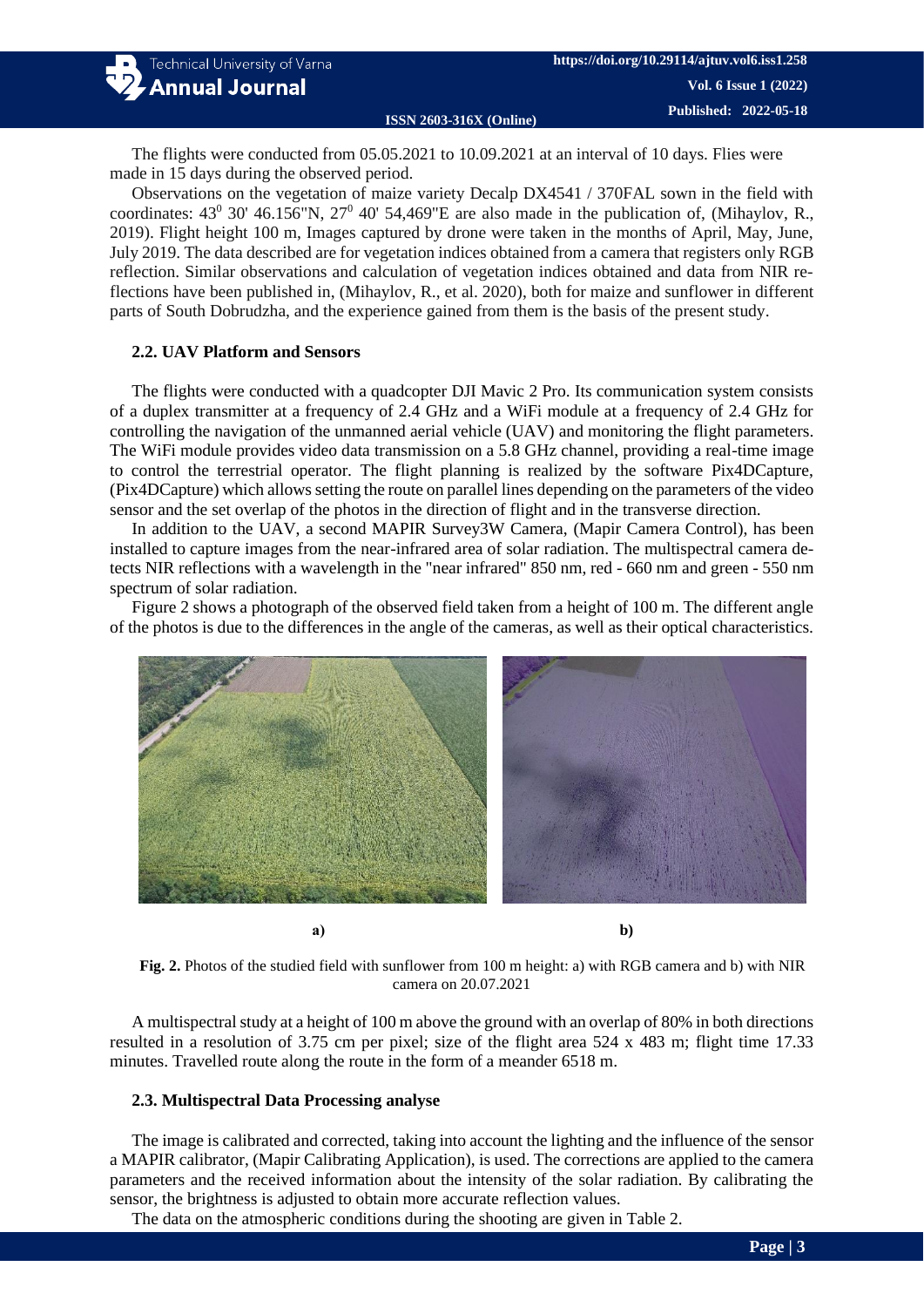The flights were conducted from 05.05.2021 to 10.09.2021 at an interval of 10 days. Flies were made in 15 days during the observed period.

Observations on the vegetation of maize variety Decalp DX4541 / 370FAL sown in the field with coordinates: $43^0$ 30' 46.156"N, $27^0$ 40' 54,469"E are also made in the publication of, (Mihaylov, R., 2019). Flight height 100 m, Images captured by drone were taken in the months of April, May, June, July 2019. The data described are for vegetation indices obtained from a camera that registers only RGB reflection. Similar observations and calculation of vegetation indices obtained and data from NIR reflections have been published in, (Mihaylov, R., et al. 2020), both for maize and sunflower in different parts of South Dobrudzha, and the experience gained from them is the basis of the present study.

### 2.2. UAV Platform and Sensors

The flights were conducted with a quadcopter DJI Mavic 2 Pro. Its communication system consists of a duplex transmitter at a frequency of 2.4 GHz and a WiFi module at a frequency of 2.4 GHz for controlling the navigation of the unmanned aerial vehicle (UAV) and monitoring the flight parameters. The WiFi module provides video data transmission on a 5.8 GHz channel, providing a real-time image to control the terrestrial operator. The flight planning is realized by the software Pix4DCapture, (Pix4DCapture) which allows setting the route on parallel lines depending on the parameters of the video sensor and the set overlap of the photos in the direction of flight and in the transverse direction.

In addition to the UAV, a second MAPIR Survey3W Camera, (Mapir Camera Control), has been installed to capture images from the near-infrared area of solar radiation. The multispectral camera detects NIR reflections with a wavelength in the "near infrared" 850 nm, red - 660 nm and green - 550 nm spectrum of solar radiation.

Figure 2 shows a photograph of the observed field taken from a height of 100 m. The different angle of the photos is due to the differences in the angle of the cameras, as well as their optical characteristics.

a) b)

**Fig. 2.** Photos of the studied field with sunflower from 100 m height: a) with RGB camera and b) with NIR camera on 20.07.2021

A multispectral study at a height of 100 m above the ground with an overlap of 80% in both directions resulted in a resolution of 3.75 cm per pixel; size of the flight area 524 x 483 m; flight time 17.33 minutes. Travelled route along the route in the form of a meander 6518 m.

### 2.3. Multispectral Data Processing analyse

The image is calibrated and corrected, taking into account the lighting and the influence of the sensor a MAPIR calibrator, (Mapir Calibrating Application), is used. The corrections are applied to the camera parameters and the received information about the intensity of the solar radiation. By calibrating the sensor, the brightness is adjusted to obtain more accurate reflection values.

The data on the atmospheric conditions during the shooting are given in Table 2.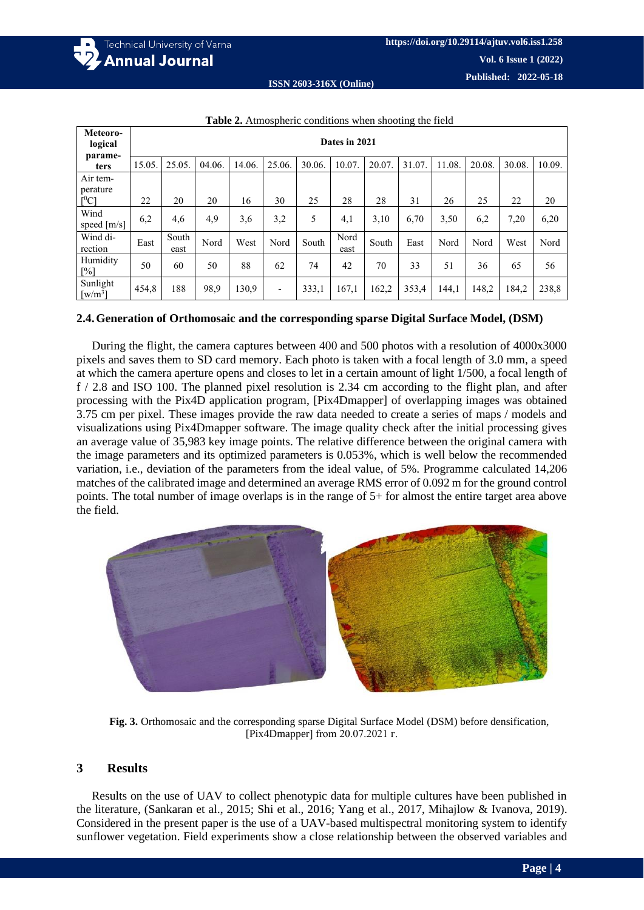**Table 2.** Atmospheric conditions when shooting the field

| Meteoro-logical parame-ters | Dates in 2021 | | | | | | | | | | | | |
|---|---|---|---|---|---|---|---|---|---|---|---|---|---|
| | 15.05. | 25.05. | 04.06. | 14.06. | 25.06. | 30.06. | 10.07. | 20.07. | 31.07. | 11.08. | 20.08. | 30.08. | 10.09. |
| Air tem-perature [$^0$C] | 22 | 20 | 20 | 16 | 30 | 25 | 28 | 28 | 31 | 26 | 25 | 22 | 20 |
| Wind speed [m/s] | 6,2 | 4,6 | 4,9 | 3,6 | 3,2 | 5 | 4,1 | 3,10 | 6,70 | 3,50 | 6,2 | 7,20 | 6,20 |
| Wind di-rection | East | South east | Nord | West | Nord | South | Nord east | South | East | Nord | Nord | West | Nord |
| Humidity [%] | 50 | 60 | 50 | 88 | 62 | 74 | 42 | 70 | 33 | 51 | 36 | 65 | 56 |
| Sunlight [w/m$^3$] | 454,8 | 188 | 98,9 | 130,9 | - | 333,1 | 167,1 | 162,2 | 353,4 | 144,1 | 148,2 | 184,2 | 238,8 |

### 2.4. Generation of Orthomosaic and the corresponding sparse Digital Surface Model, (DSM)

During the flight, the camera captures between 400 and 500 photos with a resolution of 4000x3000 pixels and saves them to SD card memory. Each photo is taken with a focal length of 3.0 mm, a speed at which the camera aperture opens and closes to let in a certain amount of light 1/500, a focal length of f / 2.8 and ISO 100. The planned pixel resolution is 2.34 cm according to the flight plan, and after processing with the Pix4D application program, [Pix4Dmapper] of overlapping images was obtained 3.75 cm per pixel. These images provide the raw data needed to create a series of maps / models and visualizations using Pix4Dmapper software. The image quality check after the initial processing gives an average value of 35,983 key image points. The relative difference between the original camera with the image parameters and its optimized parameters is 0.053%, which is well below the recommended variation, i.e., deviation of the parameters from the ideal value, of 5%. Programme calculated 14,206 matches of the calibrated image and determined an average RMS error of 0.092 m for the ground control points. The total number of image overlaps is in the range of 5+ for almost the entire target area above the field.

**Fig. 3.** Orthomosaic and the corresponding sparse Digital Surface Model (DSM) before densification, [Pix4Dmapper] from 20.07.2021 г.

## 3 Results

Results on the use of UAV to collect phenotypic data for multiple cultures have been published in the literature, (Sankaran et al., 2015; Shi et al., 2016; Yang et al., 2017, Mihajlow & Ivanova, 2019). Considered in the present paper is the use of a UAV-based multispectral monitoring system to identify sunflower vegetation. Field experiments show a close relationship between the observed variables and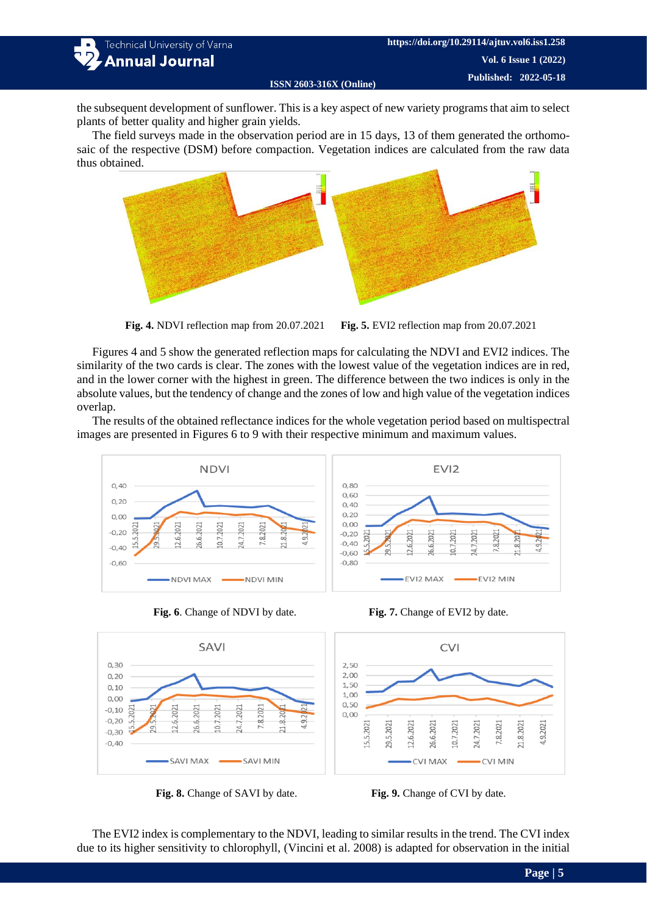the subsequent development of sunflower. This is a key aspect of new variety programs that aim to select plants of better quality and higher grain yields.

The field surveys made in the observation period are in 15 days, 13 of them generated the orthomosaic of the respective (DSM) before compaction. Vegetation indices are calculated from the raw data thus obtained.

**Fig. 4.** NDVI reflection map from 20.07.2021 **Fig. 5.** EVI2 reflection map from 20.07.2021

Figures 4 and 5 show the generated reflection maps for calculating the NDVI and EVI2 indices. The similarity of the two cards is clear. The zones with the lowest value of the vegetation indices are in red, and in the lower corner with the highest in green. The difference between the two indices is only in the absolute values, but the tendency of change and the zones of low and high value of the vegetation indices overlap.

The results of the obtained reflectance indices for the whole vegetation period based on multispectral images are presented in Figures 6 to 9 with their respective minimum and maximum values.

NDVI
0,40
0,20
0,00
-0,20
-0,40
-0,60
15.5.2021 29.5.2021 12.6.2021 26.6.2021 10.7.2021 24.7.2021 7.8.2021 21.8.2021 4.9.2021
NDVI MAX NDVI MIN

EVI2
0,80
0,60
0,40
0,20
0,00
-0,20
-0,40
-0,60
-0,80
15.5.2021 29.5.2021 12.6.2021 26.6.2021 10.7.2021 24.7.2021 7.8.2021 21.8.2021 4.9.2021
EVI2 MAX EVI2 MIN

**Fig. 6**. Change of NDVI by date. **Fig. 7.** Change of EVI2 by date.

SAVI
0,30
0,20
0,10
0,00
-0,10
-0,20
-0,30
-0,40
15.5.2021 29.5.2021 12.6.2021 26.6.2021 10.7.2021 24.7.2021 7.8.2021 21.8.2021 4.9.2021
SAVI MAX SAVI MIN

CVI
2,50
2,00
1,50
1,00
0,50
0,00
15.5.2021 29.5.2021 12.6.2021 26.6.2021 10.7.2021 24.7.2021 7.8.2021 21.8.2021 4.9.2021
CVI MAX CVI MIN

**Fig. 8.** Change of SAVI by date. **Fig. 9.** Change of CVI by date.

The EVI2 index is complementary to the NDVI, leading to similar results in the trend. The CVI index due to its higher sensitivity to chlorophyll, (Vincini et al. 2008) is adapted for observation in the initial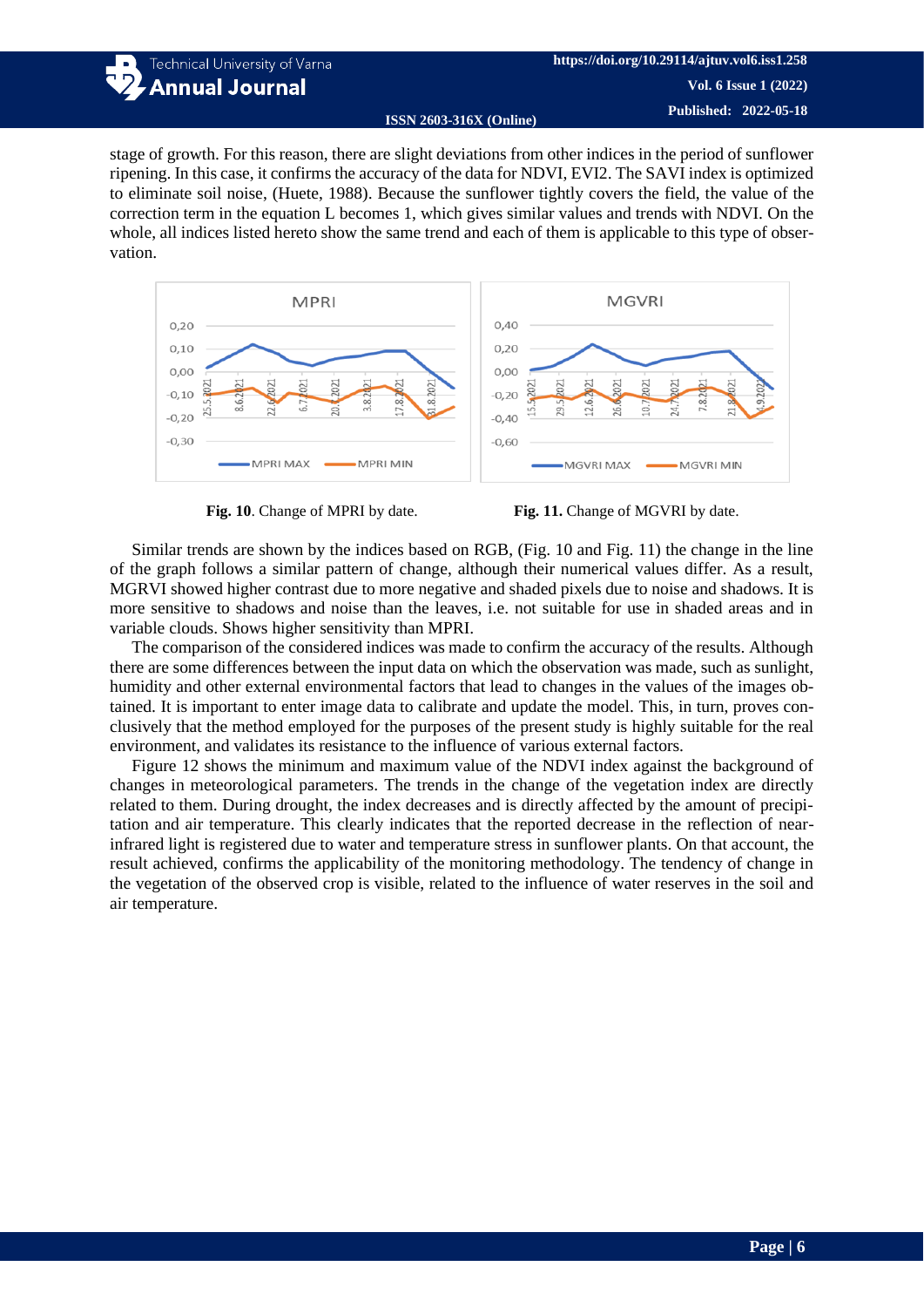stage of growth. For this reason, there are slight deviations from other indices in the period of sunflower ripening. In this case, it confirms the accuracy of the data for NDVI, EVI2. The SAVI index is optimized to eliminate soil noise, (Huete, 1988). Because the sunflower tightly covers the field, the value of the correction term in the equation L becomes 1, which gives similar values and trends with NDVI. On the whole, all indices listed hereto show the same trend and each of them is applicable to this type of observation.

MPRI

0,20
0,10
0,00
-0,10
-0,20
-0,30

25.5.2021
8.6.2021
22.6.2021
6.7.2021
20.7.2021
3.8.2021
17.8.2021
31.8.2021

MPRI MAX
MPRI MIN

MGVRI

0,40
0,20
0,00
-0,20
-0,40
-0,60

15.5.2021
29.5.2021
12.6.2021
26.6.2021
10.7.2021
24.7.2021
7.8.2021
21.8.2021
4.9.2021

MGVRI MAX
MGVRI MIN

**Fig. 10**. Change of MPRI by date.

**Fig. 11.** Change of MGVRI by date.

Similar trends are shown by the indices based on RGB, (Fig. 10 and Fig. 11) the change in the line of the graph follows a similar pattern of change, although their numerical values differ. As a result, MGRVI showed higher contrast due to more negative and shaded pixels due to noise and shadows. It is more sensitive to shadows and noise than the leaves, i.e. not suitable for use in shaded areas and in variable clouds. Shows higher sensitivity than MPRI.

The comparison of the considered indices was made to confirm the accuracy of the results. Although there are some differences between the input data on which the observation was made, such as sunlight, humidity and other external environmental factors that lead to changes in the values of the images obtained. It is important to enter image data to calibrate and update the model. This, in turn, proves conclusively that the method employed for the purposes of the present study is highly suitable for the real environment, and validates its resistance to the influence of various external factors.

Figure 12 shows the minimum and maximum value of the NDVI index against the background of changes in meteorological parameters. The trends in the change of the vegetation index are directly related to them. During drought, the index decreases and is directly affected by the amount of precipitation and air temperature. This clearly indicates that the reported decrease in the reflection of near-infrared light is registered due to water and temperature stress in sunflower plants. On that account, the result achieved, confirms the applicability of the monitoring methodology. The tendency of change in the vegetation of the observed crop is visible, related to the influence of water reserves in the soil and air temperature.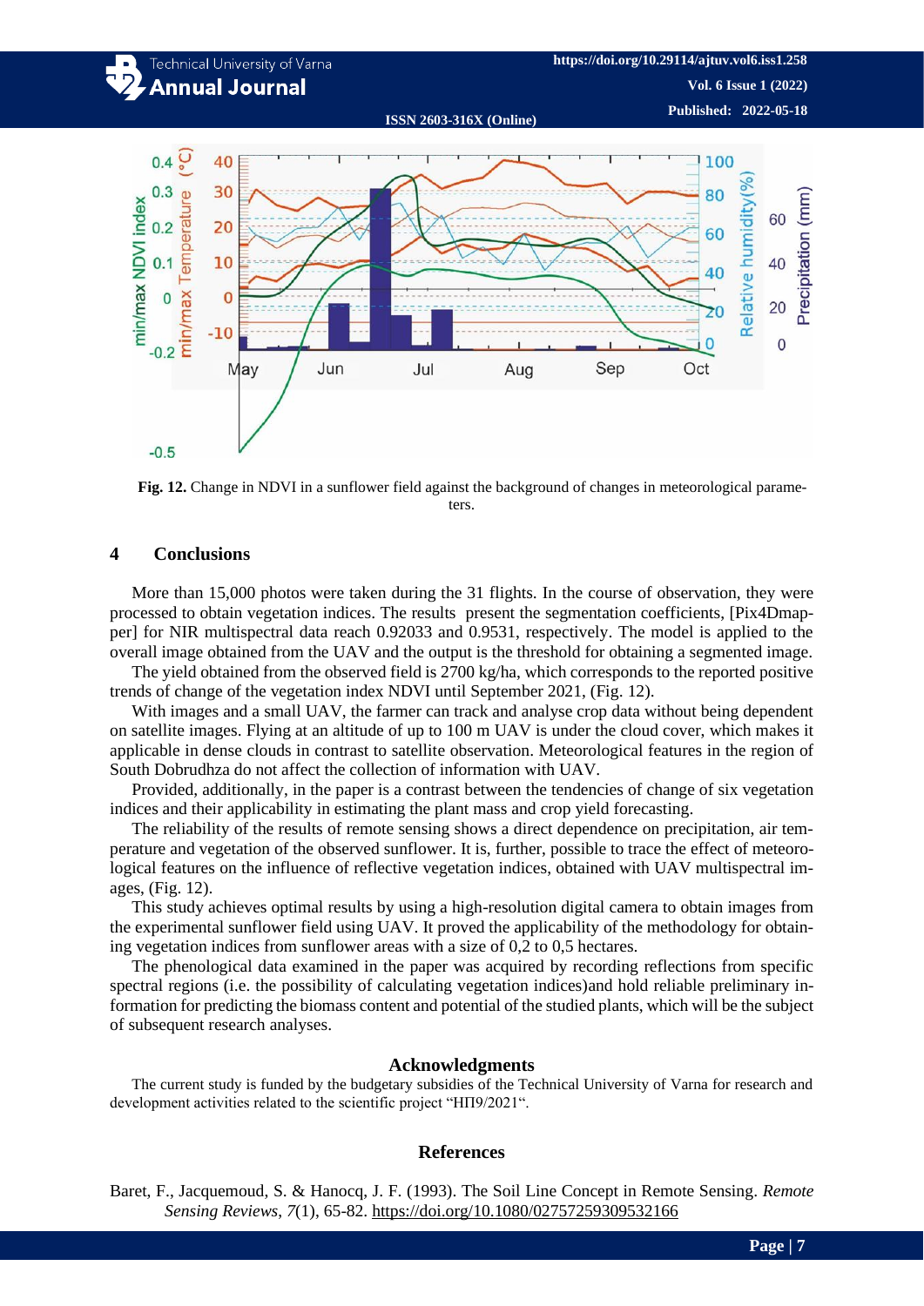0.4
0.3
0.2
0.1
0
-0.2
-0.5
min/max NDVI index
40
30
20
10
0
-10
min/max Temperature (°C)
100
80
60
40
20
0
Relative humidity(%)
60
40
20
0
Precipitation (mm)
May
Jun
Jul
Aug
Sep
Oct

**Fig. 12.** Change in NDVI in a sunflower field against the background of changes in meteorological parameters.

## 4 Conclusions

More than 15,000 photos were taken during the 31 flights. In the course of observation, they were processed to obtain vegetation indices. The results present the segmentation coefficients, [Pix4Dmapper] for NIR multispectral data reach 0.92033 and 0.9531, respectively. The model is applied to the overall image obtained from the UAV and the output is the threshold for obtaining a segmented image.

The yield obtained from the observed field is 2700 kg/ha, which corresponds to the reported positive trends of change of the vegetation index NDVI until September 2021, (Fig. 12).

With images and a small UAV, the farmer can track and analyse crop data without being dependent on satellite images. Flying at an altitude of up to 100 m UAV is under the cloud cover, which makes it applicable in dense clouds in contrast to satellite observation. Meteorological features in the region of South Dobrudhza do not affect the collection of information with UAV.

Provided, additionally, in the paper is a contrast between the tendencies of change of six vegetation indices and their applicability in estimating the plant mass and crop yield forecasting.

The reliability of the results of remote sensing shows a direct dependence on precipitation, air temperature and vegetation of the observed sunflower. It is, further, possible to trace the effect of meteorological features on the influence of reflective vegetation indices, obtained with UAV multispectral images, (Fig. 12).

This study achieves optimal results by using a high-resolution digital camera to obtain images from the experimental sunflower field using UAV. It proved the applicability of the methodology for obtaining vegetation indices from sunflower areas with a size of 0,2 to 0,5 hectares.

The phenological data examined in the paper was acquired by recording reflections from specific spectral regions (i.e. the possibility of calculating vegetation indices)and hold reliable preliminary information for predicting the biomass content and potential of the studied plants, which will be the subject of subsequent research analyses.

## Acknowledgments

The current study is funded by the budgetary subsidies of the Technical University of Varna for research and development activities related to the scientific project "НП9/2021".

## References

Baret, F., Jacquemoud, S. & Hanocq, J. F. (1993). The Soil Line Concept in Remote Sensing. *Remote Sensing Reviews*, *7*(1), 65-82. https://doi.org/10.1080/02757259309532166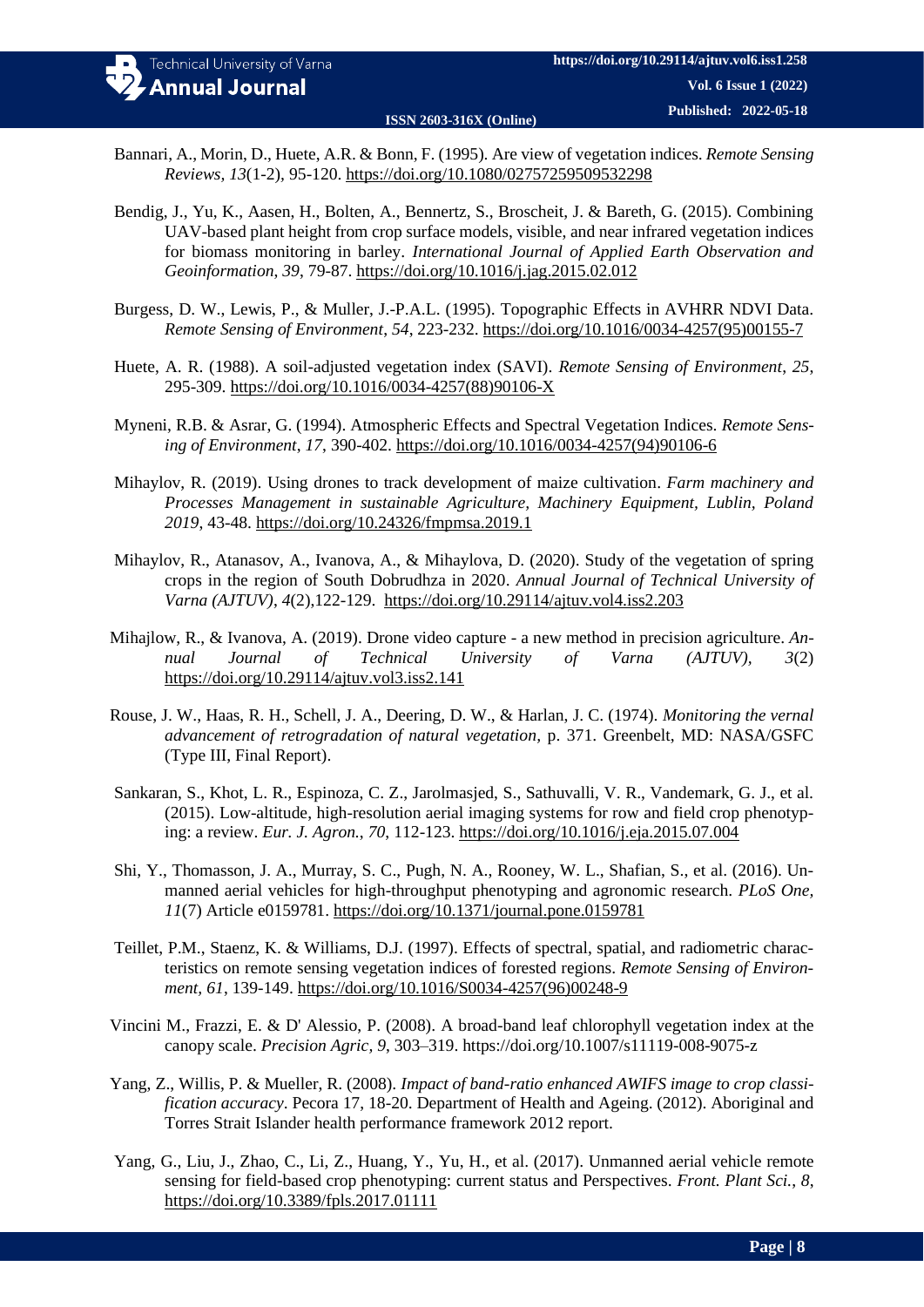Bannari, A., Morin, D., Huete, A.R. & Bonn, F. (1995). Are view of vegetation indices. *Remote Sensing Reviews, 13*(1-2), 95-120. https://doi.org/10.1080/02757259509532298

Bendig, J., Yu, K., Aasen, H., Bolten, A., Bennertz, S., Broscheit, J. & Bareth, G. (2015). Combining UAV-based plant height from crop surface models, visible, and near infrared vegetation indices for biomass monitoring in barley. *International Journal of Applied Earth Observation and Geoinformation*, *39*, 79-87. https://doi.org/10.1016/j.jag.2015.02.012

Burgess, D. W., Lewis, P., & Muller, J.-P.A.L. (1995). Topographic Effects in AVHRR NDVI Data. *Remote Sensing of Environment*, *54*, 223-232. https://doi.org/10.1016/0034-4257(95)00155-7

Huete, A. R. (1988). A soil-adjusted vegetation index (SAVI). *Remote Sensing of Environment*, *25*, 295-309. https://doi.org/10.1016/0034-4257(88)90106-X

Myneni, R.B. & Asrar, G. (1994). Atmospheric Effects and Spectral Vegetation Indices. *Remote Sensing of Environment*, *17*, 390-402. https://doi.org/10.1016/0034-4257(94)90106-6

Mihaylov, R. (2019). Using drones to track development of maize cultivation. *Farm machinery and Processes Management in sustainable Agriculture, Machinery Equipment, Lublin, Poland 2019*, 43-48. https://doi.org/10.24326/fmpmsa.2019.1

Mihaylov, R., Atanasov, A., Ivanova, A., & Mihaylova, D. (2020). Study of the vegetation of spring crops in the region of South Dobrudhza in 2020. *Annual Journal of Technical University of Varna (AJTUV)*, *4*(2),122-129. https://doi.org/10.29114/ajtuv.vol4.iss2.203

Mihajlow, R., & Ivanova, A. (2019). Drone video capture - a new method in precision agriculture. *Annual Journal of Technical University of Varna (AJTUV)*, *3*(2) https://doi.org/10.29114/ajtuv.vol3.iss2.141

Rouse, J. W., Haas, R. H., Schell, J. A., Deering, D. W., & Harlan, J. C. (1974). *Monitoring the vernal advancement of retrogradation of natural vegetation*, p. 371. Greenbelt, MD: NASA/GSFC (Type III, Final Report).

Sankaran, S., Khot, L. R., Espinoza, C. Z., Jarolmasjed, S., Sathuvalli, V. R., Vandemark, G. J., et al. (2015). Low-altitude, high-resolution aerial imaging systems for row and field crop phenotyping: a review. *Eur. J. Agron.*, *70*, 112-123. https://doi.org/10.1016/j.eja.2015.07.004

Shi, Y., Thomasson, J. A., Murray, S. C., Pugh, N. A., Rooney, W. L., Shafian, S., et al. (2016). Unmanned aerial vehicles for high-throughput phenotyping and agronomic research. *PLoS One, 11*(7) Article e0159781. https://doi.org/10.1371/journal.pone.0159781

Teillet, P.M., Staenz, K. & Williams, D.J. (1997). Effects of spectral, spatial, and radiometric characteristics on remote sensing vegetation indices of forested regions. *Remote Sensing of Environment, 61*, 139-149. https://doi.org/10.1016/S0034-4257(96)00248-9

Vincini M., Frazzi, E. & D' Alessio, P. (2008). A broad-band leaf chlorophyll vegetation index at the canopy scale. *Precision Agric, 9*, 303–319. https://doi.org/10.1007/s11119-008-9075-z

Yang, Z., Willis, P. & Mueller, R. (2008). *Impact of band-ratio enhanced AWIFS image to crop classification accuracy*. Pecora 17, 18-20. Department of Health and Ageing. (2012). Aboriginal and Torres Strait Islander health performance framework 2012 report.

Yang, G., Liu, J., Zhao, C., Li, Z., Huang, Y., Yu, H., et al. (2017). Unmanned aerial vehicle remote sensing for field-based crop phenotyping: current status and Perspectives. *Front. Plant Sci.*, *8*, https://doi.org/10.3389/fpls.2017.01111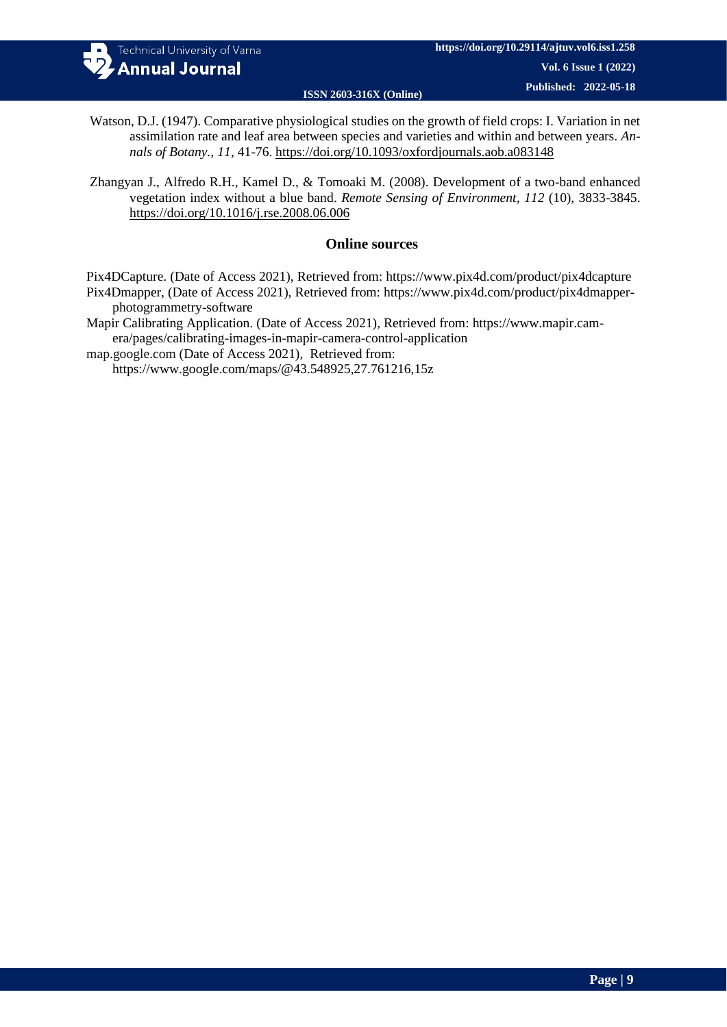Watson, D.J. (1947). Comparative physiological studies on the growth of field crops: I. Variation in net assimilation rate and leaf area between species and varieties and within and between years. *Annals of Botany., 11*, 41-76. https://doi.org/10.1093/oxfordjournals.aob.a083148

Zhangyan J., Alfredo R.H., Kamel D., & Tomoaki M. (2008). Development of a two-band enhanced vegetation index without a blue band. *Remote Sensing of Environment, 112* (10), 3833-3845. https://doi.org/10.1016/j.rse.2008.06.006

## Online sources

Pix4DCapture. (Date of Access 2021), Retrieved from: https://www.pix4d.com/product/pix4dcapture

Pix4Dmapper, (Date of Access 2021), Retrieved from: https://www.pix4d.com/product/pix4dmapper-photogrammetry-software

Mapir Calibrating Application. (Date of Access 2021), Retrieved from: https://www.mapir.camera/pages/calibrating-images-in-mapir-camera-control-application

map.google.com (Date of Access 2021), Retrieved from: https://www.google.com/maps/@43.548925,27.761216,15z